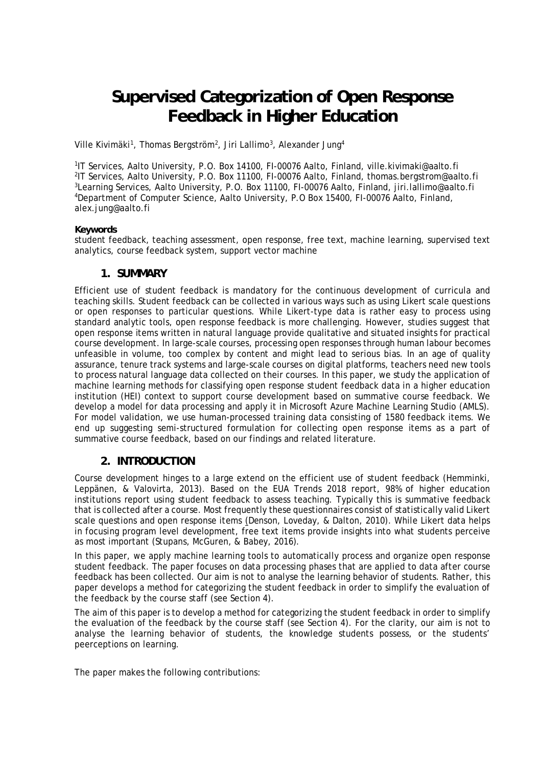# Supervised Categorization of Open Response Feedback in Higher Education

Ville Kivimäki[1], Thomas Bergström[2], Jiri Lallimo[3], Alexander Jung[4]

[1]IT Services, Aalto University, P.O. Box 14100, FI-00076 Aalto, Finland, ville.kivimaki@aalto.fi
[2]IT Services, Aalto University, P.O. Box 11100, FI-00076 Aalto, Finland, thomas.bergstrom@aalto.fi
[3]Learning Services, Aalto University, P.O. Box 11100, FI-00076 Aalto, Finland, jiri.lallimo@aalto.fi
[4]Department of Computer Science, Aalto University, P.O Box 15400, FI-00076 Aalto, Finland, alex.jung@aalto.fi

**Keywords**

student feedback, teaching assessment, open response, free text, machine learning, supervised text analytics, course feedback system, support vector machine

## 1. SUMMARY

Efficient use of student feedback is mandatory for the continuous development of curricula and teaching skills. Student feedback can be collected in various ways such as using Likert scale questions or open responses to particular questions. While Likert-type data is rather easy to process using standard analytic tools, open response feedback is more challenging. However, studies suggest that open response items written in natural language provide qualitative and situated insights for practical course development. In large-scale courses, processing open responses through human labour becomes unfeasible in volume, too complex by content and might lead to serious bias. In an age of quality assurance, tenure track systems and large-scale courses on digital platforms, teachers need new tools to process natural language data collected on their courses. In this paper, we study the application of machine learning methods for classifying open response student feedback data in a higher education institution (HEI) context to support course development based on summative course feedback. We develop a model for data processing and apply it in Microsoft Azure Machine Learning Studio (AMLS). For model validation, we use human-processed training data consisting of 1580 feedback items. We end up suggesting semi-structured formulation for collecting open response items as a part of summative course feedback, based on our findings and related literature.

## 2. INTRODUCTION

Course development hinges to a large extend on the efficient use of student feedback (Hemminki, Leppänen, & Valovirta, 2013). Based on the EUA Trends 2018 report, 98% of higher education institutions report using student feedback to assess teaching. Typically this is summative feedback that is collected after a course. Most frequently these questionnaires consist of statistically valid Likert scale questions and open response items (Denson, Loveday, & Dalton, 2010). While Likert data helps in focusing program level development, free text items provide insights into what students perceive as most important (Stupans, McGuren, & Babey, 2016).

In this paper, we apply machine learning tools to automatically process and organize open response student feedback. The paper focuses on data processing phases that are applied to data after course feedback has been collected. Our aim is not to analyse the learning behavior of students. Rather, this paper develops a method for categorizing the student feedback in order to simplify the evaluation of the feedback by the course staff (see Section 4).

The aim of this paper is to develop a method for categorizing the student feedback in order to simplify the evaluation of the feedback by the course staff (see Section 4). For the clarity, our aim is not to analyse the learning behavior of students, the knowledge students possess, or the students' peerceptions on learning.

The paper makes the following contributions: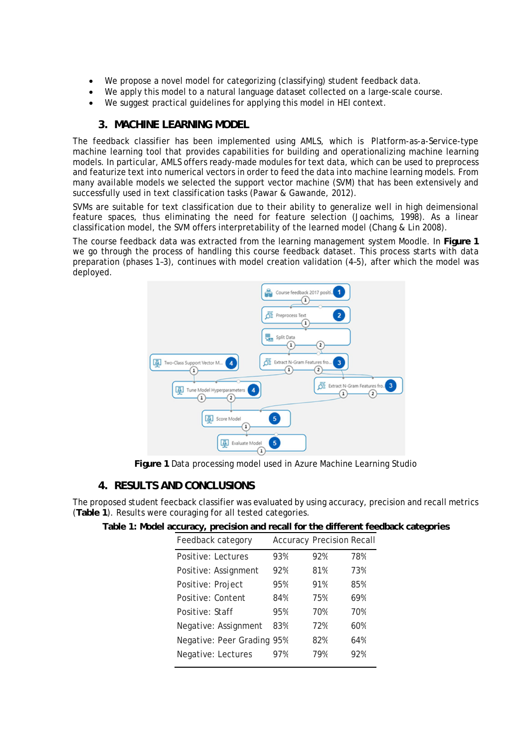- We propose a novel model for categorizing (classifying) student feedback data.
- We apply this model to a natural language dataset collected on a large-scale course.
- We suggest practical guidelines for applying this model in HEI context.

## 3. MACHINE LEARNING MODEL

The feedback classifier has been implemented using AMLS, which is Platform-as-a-Service-type machine learning tool that provides capabilities for building and operationalizing machine learning models. In particular, AMLS offers ready-made modules for text data, which can be used to preprocess and featurize text into numerical vectors in order to feed the data into machine learning models. From many available models we selected the support vector machine (SVM) that has been extensively and successfully used in text classification tasks (Pawar & Gawande, 2012).

SVMs are suitable for text classification due to their ability to generalize well in high deimensional feature spaces, thus eliminating the need for feature selection (Joachims, 1998). As a linear classification model, the SVM offers interpretability of the learned model (Chang & Lin 2008).

The course feedback data was extracted from the learning management system Moodle. In **Figure 1** we go through the process of handling this course feedback dataset. This process starts with data preparation (phases 1–3), continues with model creation validation (4–5), after which the model was deployed.

**Figure 1** Data processing model used in Azure Machine Learning Studio

## 4. RESULTS AND CONCLUSIONS

The proposed student feecback classifier was evaluated by using accuracy, precision and recall metrics (**Table 1**). Results were couraging for all tested categories.

**Table 1: Model accuracy, precision and recall for the different feedback categories**

| Feedback category | Accuracy | Precision | Recall |
|---|---|---|---|
| Positive: Lectures | 93% | 92% | 78% |
| Positive: Assignment | 92% | 81% | 73% |
| Positive: Project | 95% | 91% | 85% |
| Positive: Content | 84% | 75% | 69% |
| Positive: Staff | 95% | 70% | 70% |
| Negative: Assignment | 83% | 72% | 60% |
| Negative: Peer Grading | 95% | 82% | 64% |
| Negative: Lectures | 97% | 79% | 92% |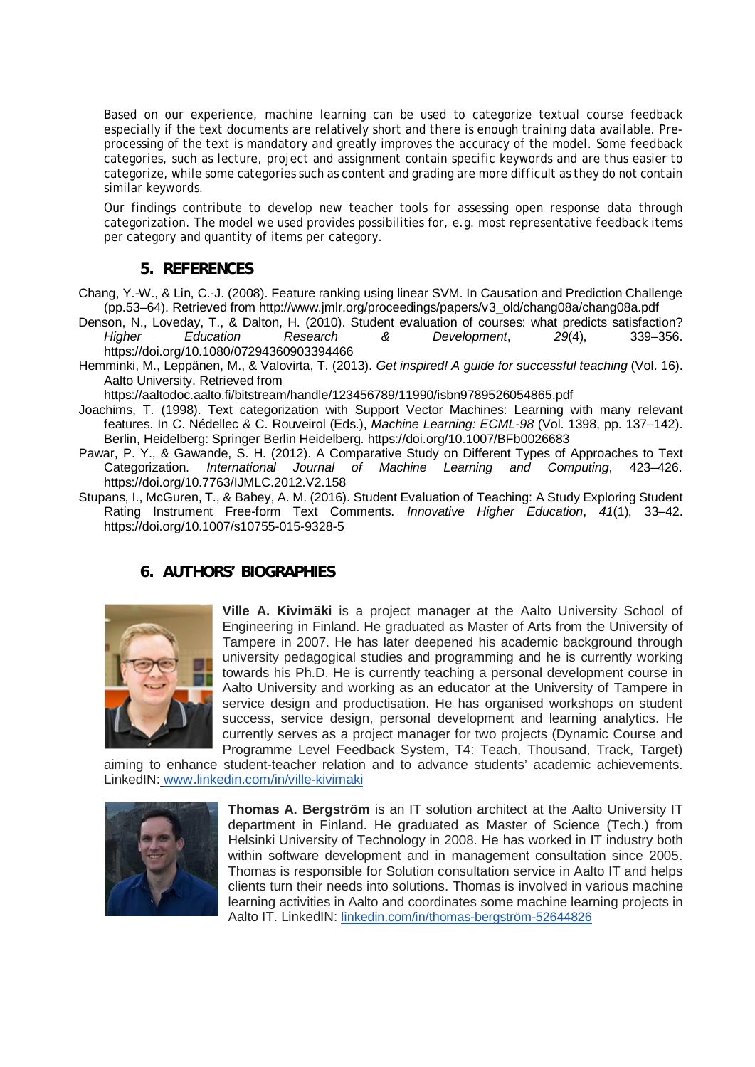Based on our experience, machine learning can be used to categorize textual course feedback especially if the text documents are relatively short and there is enough training data available. Pre-processing of the text is mandatory and greatly improves the accuracy of the model. Some feedback categories, such as lecture, project and assignment contain specific keywords and are thus easier to categorize, while some categories such as content and grading are more difficult as they do not contain similar keywords.

Our findings contribute to develop new teacher tools for assessing open response data through categorization. The model we used provides possibilities for, e.g. most representative feedback items per category and quantity of items per category.

## 5. REFERENCES

Chang, Y.-W., & Lin, C.-J. (2008). Feature ranking using linear SVM. In Causation and Prediction Challenge (pp.53–64). Retrieved from http://www.jmlr.org/proceedings/papers/v3_old/chang08a/chang08a.pdf

Denson, N., Loveday, T., & Dalton, H. (2010). Student evaluation of courses: what predicts satisfaction? *Higher Education Research & Development*, *29*(4), 339–356. https://doi.org/10.1080/07294360903394466

Hemminki, M., Leppänen, M., & Valovirta, T. (2013). *Get inspired! A guide for successful teaching* (Vol. 16). Aalto University. Retrieved from https://aaltodoc.aalto.fi/bitstream/handle/123456789/11990/isbn9789526054865.pdf

Joachims, T. (1998). Text categorization with Support Vector Machines: Learning with many relevant features. In C. Nédellec & C. Rouveirol (Eds.), *Machine Learning: ECML-98* (Vol. 1398, pp. 137–142). Berlin, Heidelberg: Springer Berlin Heidelberg. https://doi.org/10.1007/BFb0026683

Pawar, P. Y., & Gawande, S. H. (2012). A Comparative Study on Different Types of Approaches to Text Categorization. *International Journal of Machine Learning and Computing*, 423–426. https://doi.org/10.7763/IJMLC.2012.V2.158

Stupans, I., McGuren, T., & Babey, A. M. (2016). Student Evaluation of Teaching: A Study Exploring Student Rating Instrument Free-form Text Comments. *Innovative Higher Education*, *41*(1), 33–42. https://doi.org/10.1007/s10755-015-9328-5

## 6. AUTHORS' BIOGRAPHIES

**Ville A. Kivimäki** is a project manager at the Aalto University School of Engineering in Finland. He graduated as Master of Arts from the University of Tampere in 2007. He has later deepened his academic background through university pedagogical studies and programming and he is currently working towards his Ph.D. He is currently teaching a personal development course in Aalto University and working as an educator at the University of Tampere in service design and productisation. He has organised workshops on student success, service design, personal development and learning analytics. He currently serves as a project manager for two projects (Dynamic Course and Programme Level Feedback System, T4: Teach, Thousand, Track, Target) aiming to enhance student-teacher relation and to advance students' academic achievements. LinkedIn: www.linkedin.com/in/ville-kivimaki

**Thomas A. Bergström** is an IT solution architect at the Aalto University IT department in Finland. He graduated as Master of Science (Tech.) from Helsinki University of Technology in 2008. He has worked in IT industry both within software development and in management consultation since 2005. Thomas is responsible for Solution consultation service in Aalto IT and helps clients turn their needs into solutions. Thomas is involved in various machine learning activities in Aalto and coordinates some machine learning projects in Aalto IT. LinkedIN: linkedin.com/in/thomas-bergström-52644826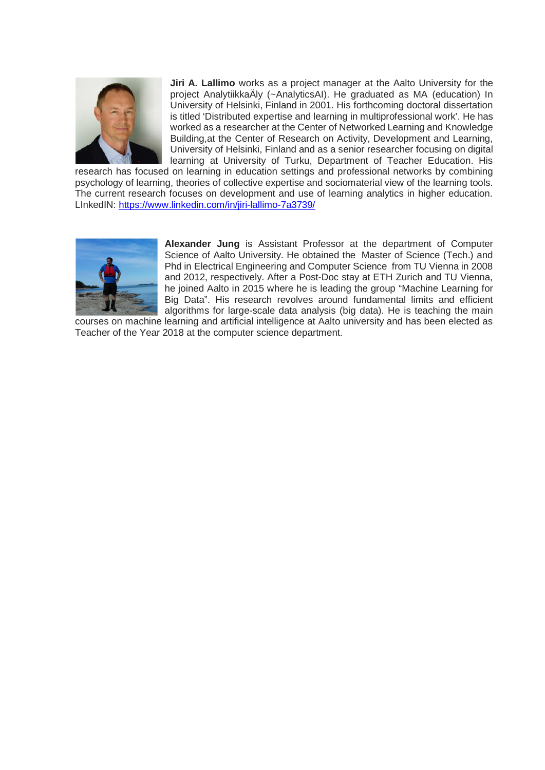**Jiri A. Lallimo** works as a project manager at the Aalto University for the project AnalytiikkaÄly (~AnalyticsAI). He graduated as MA (education) In University of Helsinki, Finland in 2001. His forthcoming doctoral dissertation is titled 'Distributed expertise and learning in multiprofessional work'. He has worked as a researcher at the Center of Networked Learning and Knowledge Building,at the Center of Research on Activity, Development and Learning, University of Helsinki, Finland and as a senior researcher focusing on digital learning at University of Turku, Department of Teacher Education. His research has focused on learning in education settings and professional networks by combining psychology of learning, theories of collective expertise and sociomaterial view of the learning tools. The current research focuses on development and use of learning analytics in higher education. LInkedIN: https://www.linkedin.com/in/jiri-lallimo-7a3739/

**Alexander Jung** is Assistant Professor at the department of Computer Science of Aalto University. He obtained the Master of Science (Tech.) and Phd in Electrical Engineering and Computer Science from TU Vienna in 2008 and 2012, respectively. After a Post-Doc stay at ETH Zurich and TU Vienna, he joined Aalto in 2015 where he is leading the group "Machine Learning for Big Data". His research revolves around fundamental limits and efficient algorithms for large-scale data analysis (big data). He is teaching the main courses on machine learning and artificial intelligence at Aalto university and has been elected as Teacher of the Year 2018 at the computer science department.